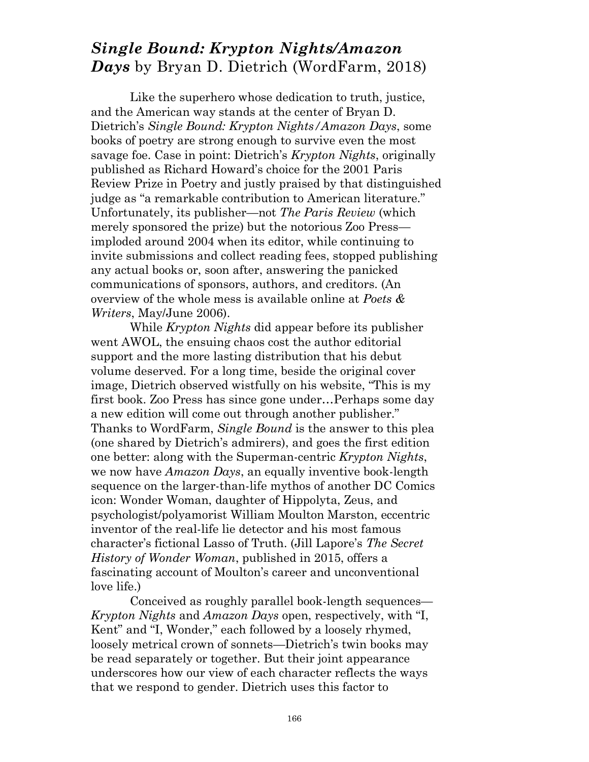## *Single Bound: Krypton Nights/Amazon Days* by Bryan D. Dietrich (WordFarm, 2018)

Like the superhero whose dedication to truth, justice, and the American way stands at the center of Bryan D. Dietrich's *Single Bound: Krypton Nights/Amazon Days*, some books of poetry are strong enough to survive even the most savage foe. Case in point: Dietrich's *Krypton Nights*, originally published as Richard Howard's choice for the 2001 Paris Review Prize in Poetry and justly praised by that distinguished judge as "a remarkable contribution to American literature." Unfortunately, its publisher—not *The Paris Review* (which merely sponsored the prize) but the notorious Zoo Press—imploded around 2004 when its editor, while continuing to invite submissions and collect reading fees, stopped publishing any actual books or, soon after, answering the panicked communications of sponsors, authors, and creditors. (An overview of the whole mess is available online at *Poets & Writers*, May/June 2006).

While *Krypton Nights* did appear before its publisher went AWOL, the ensuing chaos cost the author editorial support and the more lasting distribution that his debut volume deserved. For a long time, beside the original cover image, Dietrich observed wistfully on his website, "This is my first book. Zoo Press has since gone under…Perhaps some day a new edition will come out through another publisher." Thanks to WordFarm, *Single Bound* is the answer to this plea (one shared by Dietrich's admirers), and goes the first edition one better: along with the Superman-centric *Krypton Nights*, we now have *Amazon Days*, an equally inventive book-length sequence on the larger-than-life mythos of another DC Comics icon: Wonder Woman, daughter of Hippolyta, Zeus, and psychologist/polyamorist William Moulton Marston, eccentric inventor of the real-life lie detector and his most famous character's fictional Lasso of Truth. (Jill Lapore's *The Secret History of Wonder Woman*, published in 2015, offers a fascinating account of Moulton's career and unconventional love life.)

Conceived as roughly parallel book-length sequences—*Krypton Nights* and *Amazon Days* open, respectively, with "I, Kent" and "I, Wonder," each followed by a loosely rhymed, loosely metrical crown of sonnets—Dietrich's twin books may be read separately or together. But their joint appearance underscores how our view of each character reflects the ways that we respond to gender. Dietrich uses this factor to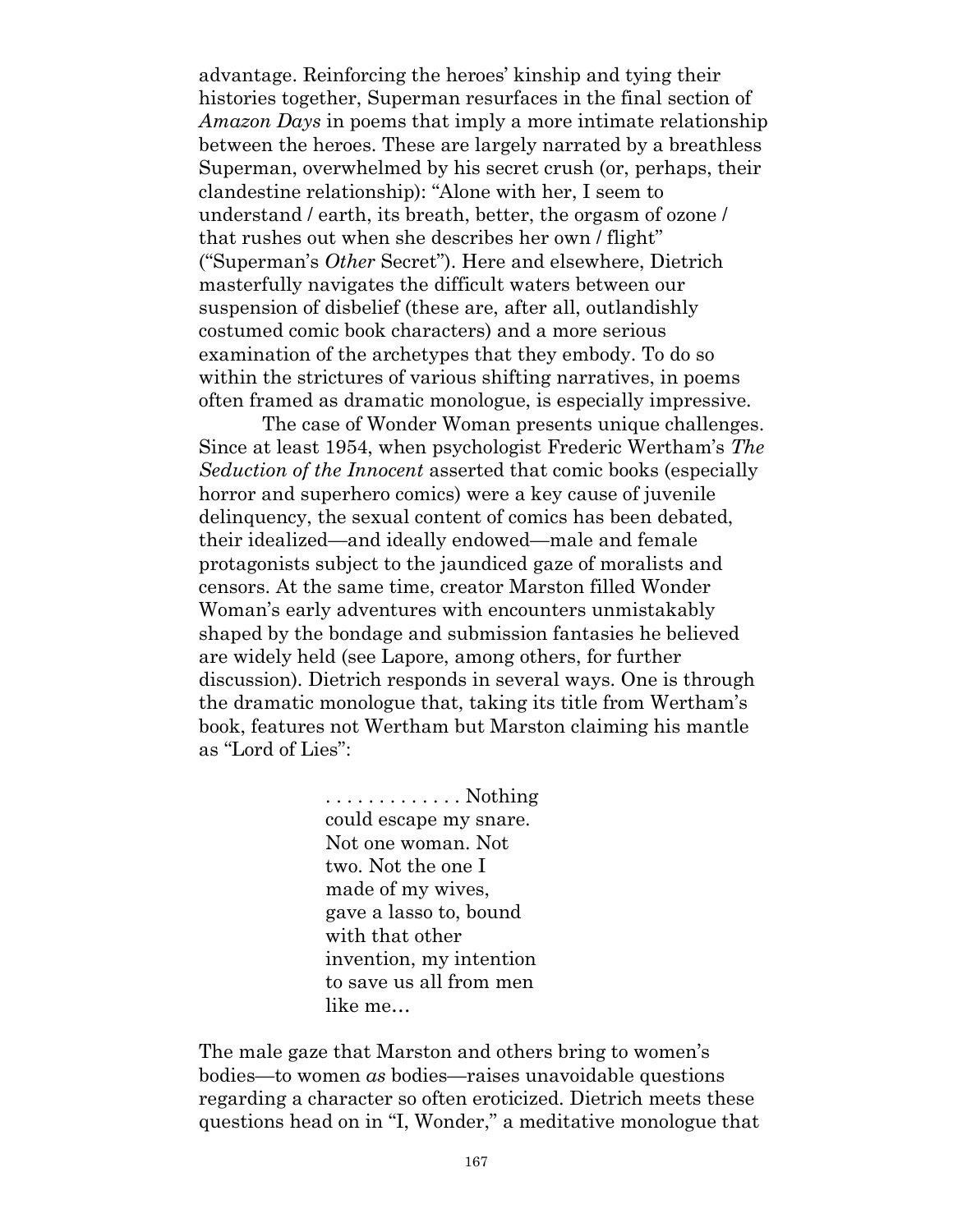advantage. Reinforcing the heroes' kinship and tying their histories together, Superman resurfaces in the final section of *Amazon Days* in poems that imply a more intimate relationship between the heroes. These are largely narrated by a breathless Superman, overwhelmed by his secret crush (or, perhaps, their clandestine relationship): "Alone with her, I seem to understand / earth, its breath, better, the orgasm of ozone / that rushes out when she describes her own / flight" ("Superman's *Other* Secret"). Here and elsewhere, Dietrich masterfully navigates the difficult waters between our suspension of disbelief (these are, after all, outlandishly costumed comic book characters) and a more serious examination of the archetypes that they embody. To do so within the strictures of various shifting narratives, in poems often framed as dramatic monologue, is especially impressive.

The case of Wonder Woman presents unique challenges. Since at least 1954, when psychologist Frederic Wertham's *The Seduction of the Innocent* asserted that comic books (especially horror and superhero comics) were a key cause of juvenile delinquency, the sexual content of comics has been debated, their idealized—and ideally endowed—male and female protagonists subject to the jaundiced gaze of moralists and censors. At the same time, creator Marston filled Wonder Woman's early adventures with encounters unmistakably shaped by the bondage and submission fantasies he believed are widely held (see Lapore, among others, for further discussion). Dietrich responds in several ways. One is through the dramatic monologue that, taking its title from Wertham's book, features not Wertham but Marston claiming his mantle as "Lord of Lies":

> . . . . . . . . . . . . . Nothing
> could escape my snare.
> Not one woman. Not
> two. Not the one I
> made of my wives,
> gave a lasso to, bound
> with that other
> invention, my intention
> to save us all from men
> like me…

The male gaze that Marston and others bring to women's bodies—to women *as* bodies—raises unavoidable questions regarding a character so often eroticized. Dietrich meets these questions head on in "I, Wonder," a meditative monologue that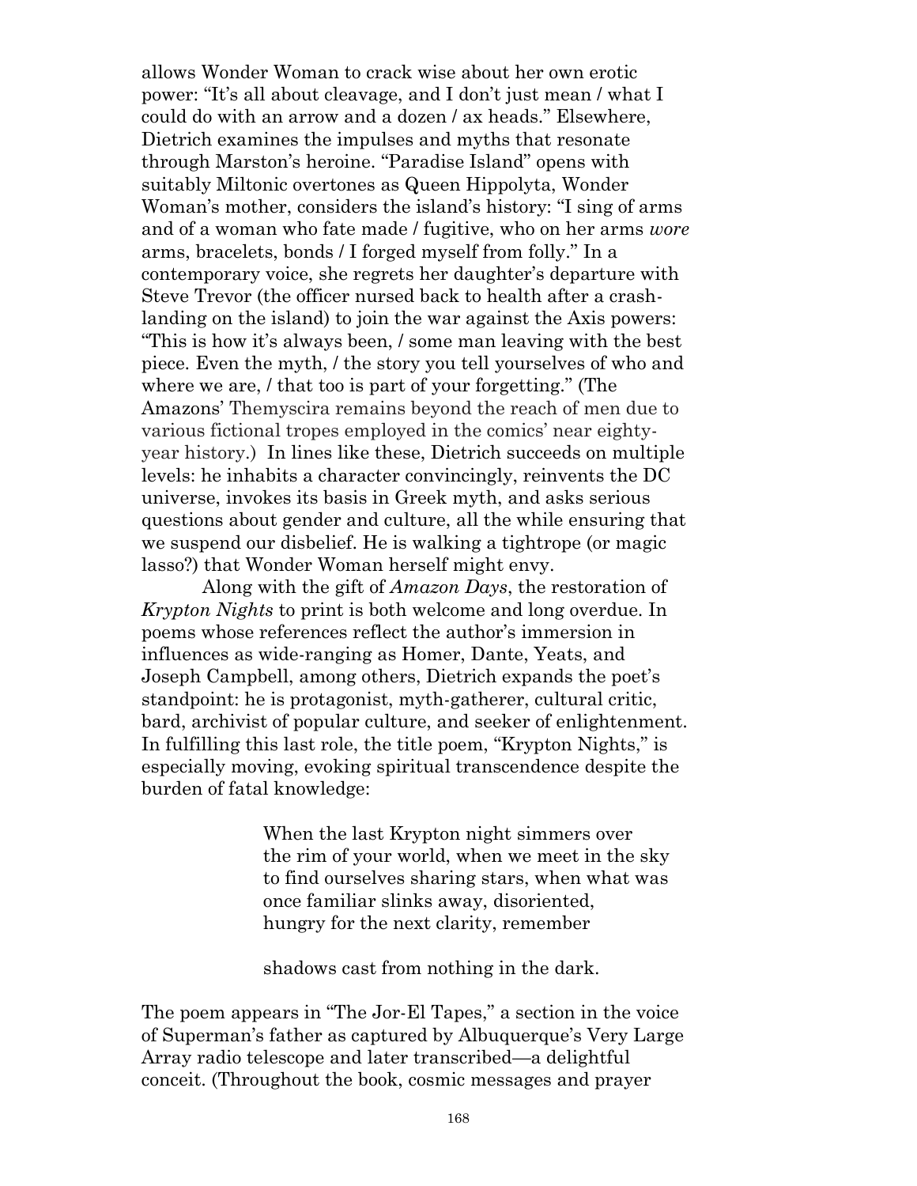allows Wonder Woman to crack wise about her own erotic power: "It's all about cleavage, and I don't just mean / what I could do with an arrow and a dozen / ax heads." Elsewhere, Dietrich examines the impulses and myths that resonate through Marston's heroine. "Paradise Island" opens with suitably Miltonic overtones as Queen Hippolyta, Wonder Woman's mother, considers the island's history: "I sing of arms and of a woman who fate made / fugitive, who on her arms *wore* arms, bracelets, bonds / I forged myself from folly." In a contemporary voice, she regrets her daughter's departure with Steve Trevor (the officer nursed back to health after a crash-landing on the island) to join the war against the Axis powers: "This is how it's always been, / some man leaving with the best piece. Even the myth, / the story you tell yourselves of who and where we are, / that too is part of your forgetting." (The Amazons' Themyscira remains beyond the reach of men due to various fictional tropes employed in the comics' near eighty-year history.) In lines like these, Dietrich succeeds on multiple levels: he inhabits a character convincingly, reinvents the DC universe, invokes its basis in Greek myth, and asks serious questions about gender and culture, all the while ensuring that we suspend our disbelief. He is walking a tightrope (or magic lasso?) that Wonder Woman herself might envy.

Along with the gift of *Amazon Days*, the restoration of *Krypton Nights* to print is both welcome and long overdue. In poems whose references reflect the author's immersion in influences as wide-ranging as Homer, Dante, Yeats, and Joseph Campbell, among others, Dietrich expands the poet's standpoint: he is protagonist, myth-gatherer, cultural critic, bard, archivist of popular culture, and seeker of enlightenment. In fulfilling this last role, the title poem, "Krypton Nights," is especially moving, evoking spiritual transcendence despite the burden of fatal knowledge:

> When the last Krypton night simmers over
> the rim of your world, when we meet in the sky
> to find ourselves sharing stars, when what was
> once familiar slinks away, disoriented,
> hungry for the next clarity, remember
>
> shadows cast from nothing in the dark.

The poem appears in "The Jor-El Tapes," a section in the voice of Superman's father as captured by Albuquerque's Very Large Array radio telescope and later transcribed—a delightful conceit. (Throughout the book, cosmic messages and prayer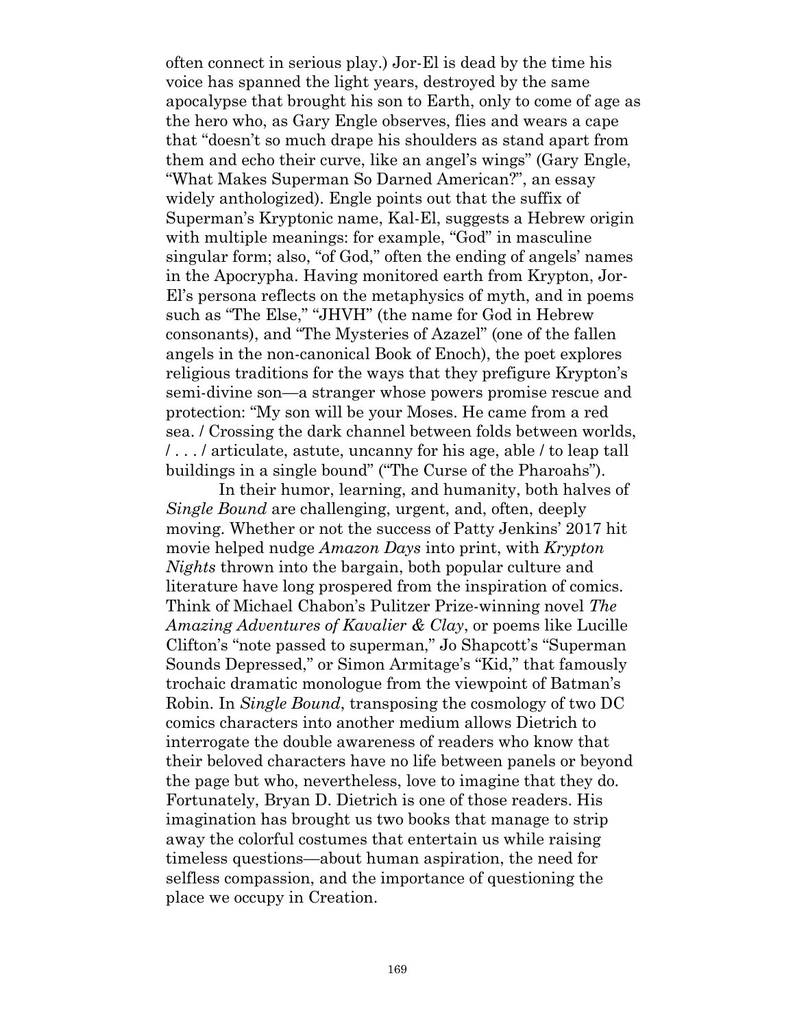often connect in serious play.) Jor-El is dead by the time his voice has spanned the light years, destroyed by the same apocalypse that brought his son to Earth, only to come of age as the hero who, as Gary Engle observes, flies and wears a cape that "doesn't so much drape his shoulders as stand apart from them and echo their curve, like an angel's wings" (Gary Engle, "What Makes Superman So Darned American?", an essay widely anthologized). Engle points out that the suffix of Superman's Kryptonic name, Kal-El, suggests a Hebrew origin with multiple meanings: for example, "God" in masculine singular form; also, "of God," often the ending of angels' names in the Apocrypha. Having monitored earth from Krypton, Jor-El's persona reflects on the metaphysics of myth, and in poems such as "The Else," "JHVH" (the name for God in Hebrew consonants), and "The Mysteries of Azazel" (one of the fallen angels in the non-canonical Book of Enoch), the poet explores religious traditions for the ways that they prefigure Krypton's semi-divine son—a stranger whose powers promise rescue and protection: "My son will be your Moses. He came from a red sea. / Crossing the dark channel between folds between worlds, / . . . / articulate, astute, uncanny for his age, able / to leap tall buildings in a single bound" ("The Curse of the Pharoahs").

In their humor, learning, and humanity, both halves of *Single Bound* are challenging, urgent, and, often, deeply moving. Whether or not the success of Patty Jenkins' 2017 hit movie helped nudge *Amazon Days* into print, with *Krypton Nights* thrown into the bargain, both popular culture and literature have long prospered from the inspiration of comics. Think of Michael Chabon's Pulitzer Prize-winning novel *The Amazing Adventures of Kavalier & Clay*, or poems like Lucille Clifton's "note passed to superman," Jo Shapcott's "Superman Sounds Depressed," or Simon Armitage's "Kid," that famously trochaic dramatic monologue from the viewpoint of Batman's Robin. In *Single Bound*, transposing the cosmology of two DC comics characters into another medium allows Dietrich to interrogate the double awareness of readers who know that their beloved characters have no life between panels or beyond the page but who, nevertheless, love to imagine that they do. Fortunately, Bryan D. Dietrich is one of those readers. His imagination has brought us two books that manage to strip away the colorful costumes that entertain us while raising timeless questions—about human aspiration, the need for selfless compassion, and the importance of questioning the place we occupy in Creation.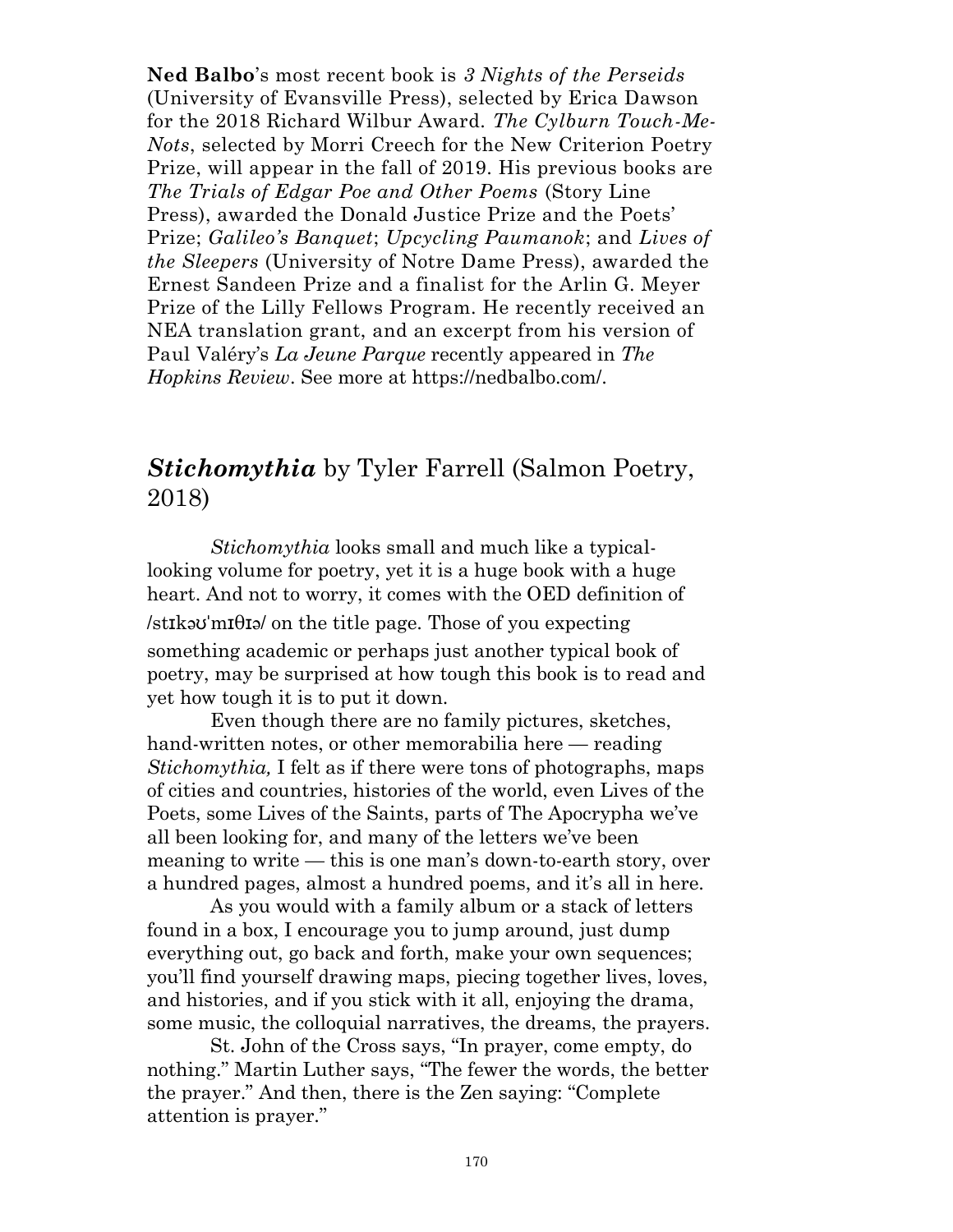**Ned Balbo**'s most recent book is *3 Nights of the Perseids* (University of Evansville Press), selected by Erica Dawson for the 2018 Richard Wilbur Award. *The Cylburn Touch-Me-Nots*, selected by Morri Creech for the New Criterion Poetry Prize, will appear in the fall of 2019. His previous books are *The Trials of Edgar Poe and Other Poems* (Story Line Press), awarded the Donald Justice Prize and the Poets' Prize; *Galileo's Banquet*; *Upcycling Paumanok*; and *Lives of the Sleepers* (University of Notre Dame Press), awarded the Ernest Sandeen Prize and a finalist for the Arlin G. Meyer Prize of the Lilly Fellows Program. He recently received an NEA translation grant, and an excerpt from his version of Paul Valéry's *La Jeune Parque* recently appeared in *The Hopkins Review*. See more at https://nedbalbo.com/.

## ***Stichomythia*** by Tyler Farrell (Salmon Poetry, 2018)

*Stichomythia* looks small and much like a typical-looking volume for poetry, yet it is a huge book with a huge heart. And not to worry, it comes with the OED definition of /stɪkəʊˈmɪθɪə/ on the title page. Those of you expecting something academic or perhaps just another typical book of poetry, may be surprised at how tough this book is to read and yet how tough it is to put it down.

Even though there are no family pictures, sketches, hand-written notes, or other memorabilia here — reading *Stichomythia,* I felt as if there were tons of photographs, maps of cities and countries, histories of the world, even Lives of the Poets, some Lives of the Saints, parts of The Apocrypha we've all been looking for, and many of the letters we've been meaning to write — this is one man's down-to-earth story, over a hundred pages, almost a hundred poems, and it's all in here.

As you would with a family album or a stack of letters found in a box, I encourage you to jump around, just dump everything out, go back and forth, make your own sequences; you'll find yourself drawing maps, piecing together lives, loves, and histories, and if you stick with it all, enjoying the drama, some music, the colloquial narratives, the dreams, the prayers.

St. John of the Cross says, "In prayer, come empty, do nothing." Martin Luther says, "The fewer the words, the better the prayer." And then, there is the Zen saying: "Complete attention is prayer."